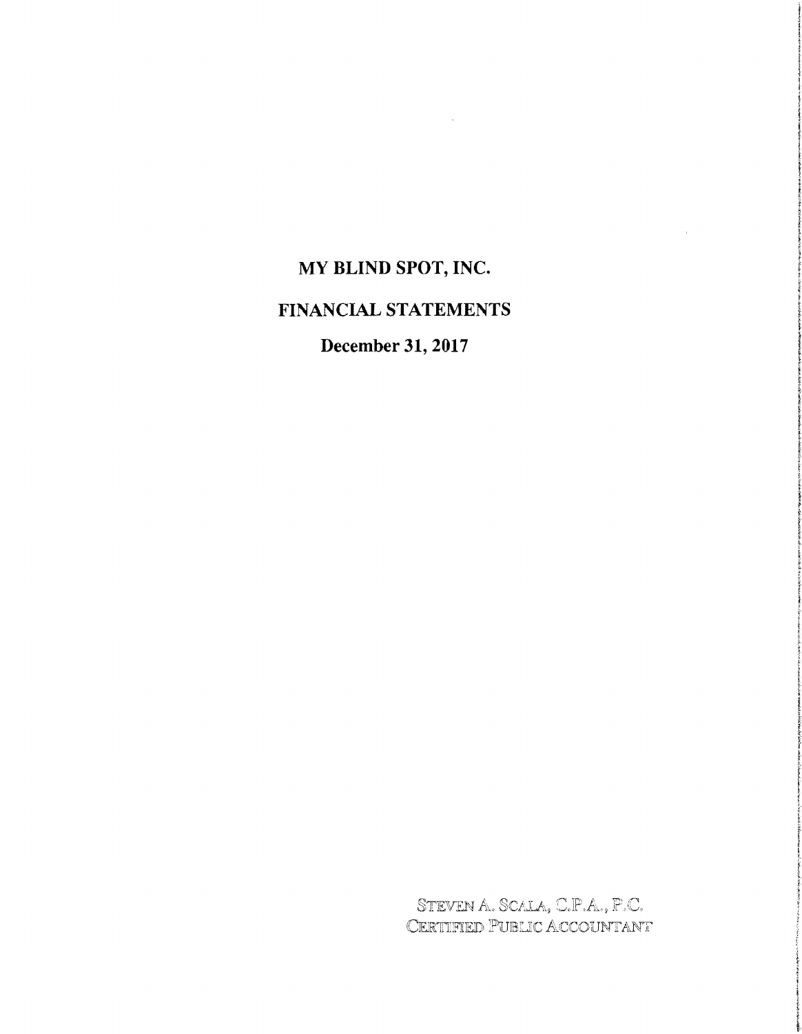# MY BLIND SPOT, INC.

## FINANCIAL STATEMENTS

### December 31, 2017

STEVEN A. SCALA, C.P.A., P.C.
CERTIFIED PUBLIC ACCOUNTANT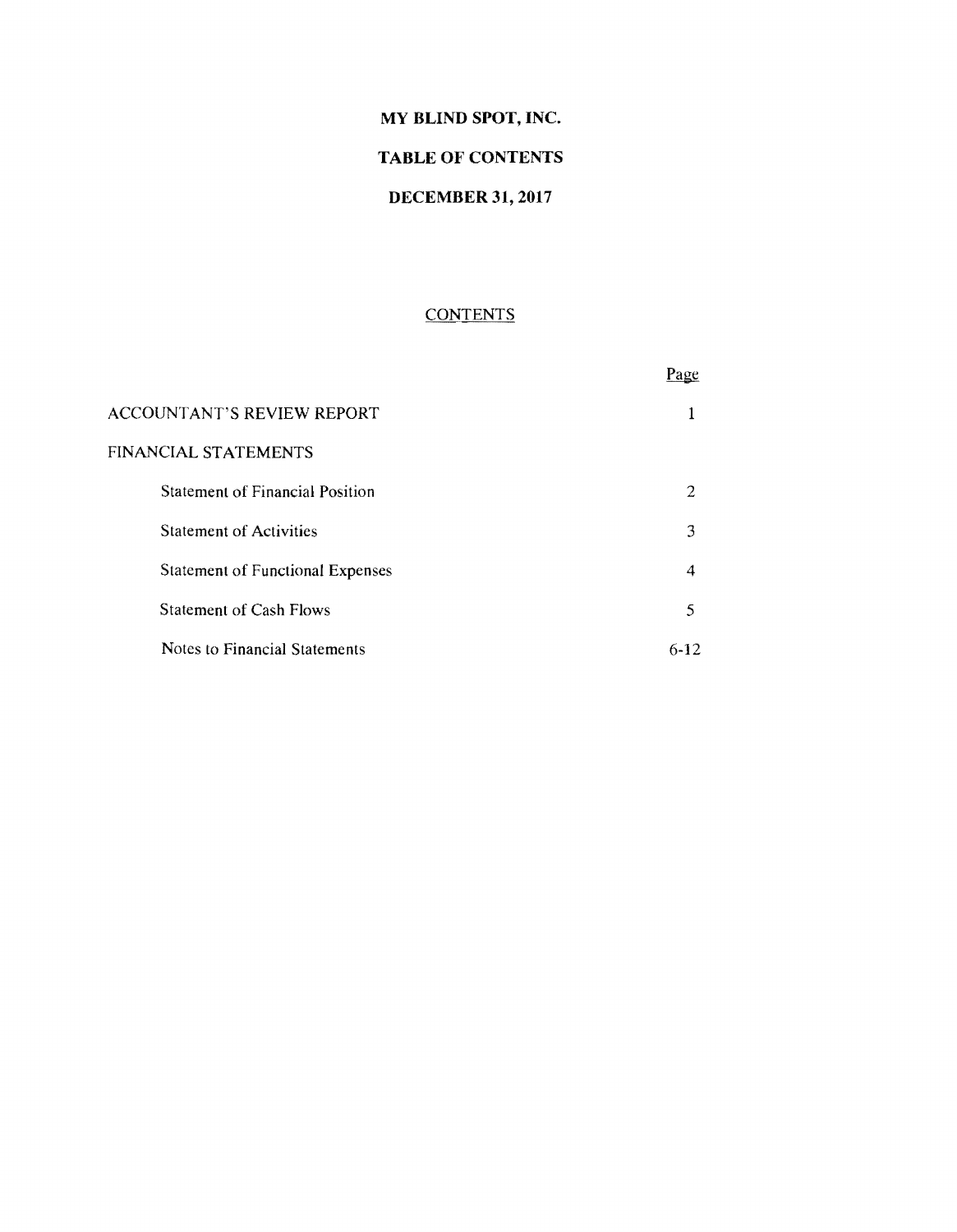# MY BLIND SPOT, INC.

## TABLE OF CONTENTS

## DECEMBER 31, 2017

### CONTENTS

| | Page |
|---|---|
| ACCOUNTANT'S REVIEW REPORT | 1 |
| FINANCIAL STATEMENTS | |
| Statement of Financial Position | 2 |
| Statement of Activities | 3 |
| Statement of Functional Expenses | 4 |
| Statement of Cash Flows | 5 |
| Notes to Financial Statements | 6-12 |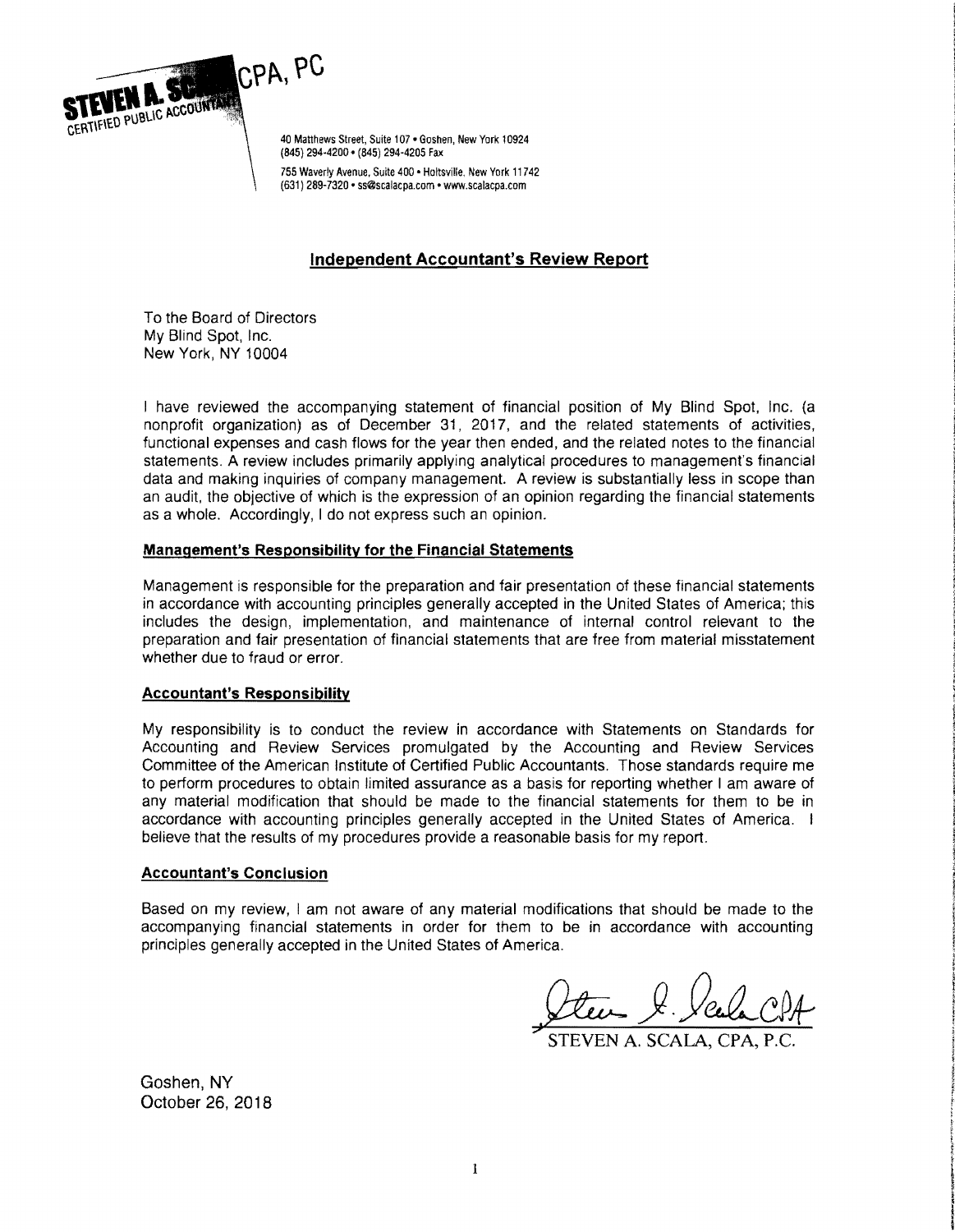STEVEN A. SCALA CPA, PC
CERTIFIED PUBLIC ACCOUNTANT

40 Matthews Street, Suite 107 • Goshen, New York 10924
(845) 294-4200 • (845) 294-4205 Fax

755 Waverly Avenue, Suite 400 • Holtsville, New York 11742
(631) 289-7320 • ss@scalacpa.com • www.scalacpa.com

## Independent Accountant's Review Report

To the Board of Directors
My Blind Spot, Inc.
New York, NY 10004

I have reviewed the accompanying statement of financial position of My Blind Spot, Inc. (a nonprofit organization) as of December 31, 2017, and the related statements of activities, functional expenses and cash flows for the year then ended, and the related notes to the financial statements. A review includes primarily applying analytical procedures to management's financial data and making inquiries of company management. A review is substantially less in scope than an audit, the objective of which is the expression of an opinion regarding the financial statements as a whole. Accordingly, I do not express such an opinion.

### Management's Responsibility for the Financial Statements

Management is responsible for the preparation and fair presentation of these financial statements in accordance with accounting principles generally accepted in the United States of America; this includes the design, implementation, and maintenance of internal control relevant to the preparation and fair presentation of financial statements that are free from material misstatement whether due to fraud or error.

### Accountant's Responsibility

My responsibility is to conduct the review in accordance with Statements on Standards for Accounting and Review Services promulgated by the Accounting and Review Services Committee of the American Institute of Certified Public Accountants. Those standards require me to perform procedures to obtain limited assurance as a basis for reporting whether I am aware of any material modification that should be made to the financial statements for them to be in accordance with accounting principles generally accepted in the United States of America. I believe that the results of my procedures provide a reasonable basis for my report.

### Accountant's Conclusion

Based on my review, I am not aware of any material modifications that should be made to the accompanying financial statements in order for them to be in accordance with accounting principles generally accepted in the United States of America.

Steven A. Scala CPA

STEVEN A. SCALA, CPA, P.C.

Goshen, NY
October 26, 2018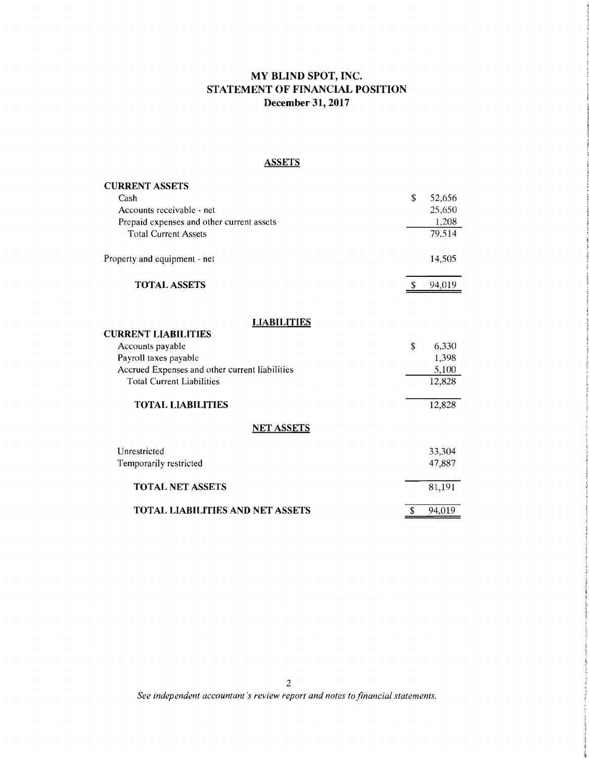# MY BLIND SPOT, INC.
## STATEMENT OF FINANCIAL POSITION
### December 31, 2017

**ASSETS**

| | |
|---|---|
| **CURRENT ASSETS** | |
| Cash | $ 52,656 |
| Accounts receivable - net | 25,650 |
| Prepaid expenses and other current assets | 1,208 |
| Total Current Assets | 79,514 |
| | |
| Property and equipment - net | 14,505 |
| | |
| **TOTAL ASSETS** | $ 94,019 |

**LIABILITIES**

| | |
|---|---|
| **CURRENT LIABILITIES** | |
| Accounts payable | $ 6,330 |
| Payroll taxes payable | 1,398 |
| Accrued Expenses and other current liabilities | 5,100 |
| Total Current Liabilities | 12,828 |
| | |
| **TOTAL LIABILITIES** | 12,828 |

**NET ASSETS**

| | |
|---|---|
| Unrestricted | 33,304 |
| Temporarily restricted | 47,887 |
| | |
| **TOTAL NET ASSETS** | 81,191 |
| | |
| **TOTAL LIABILITIES AND NET ASSETS** | $ 94,019 |

*See independent accountant's review report and notes to financial statements.*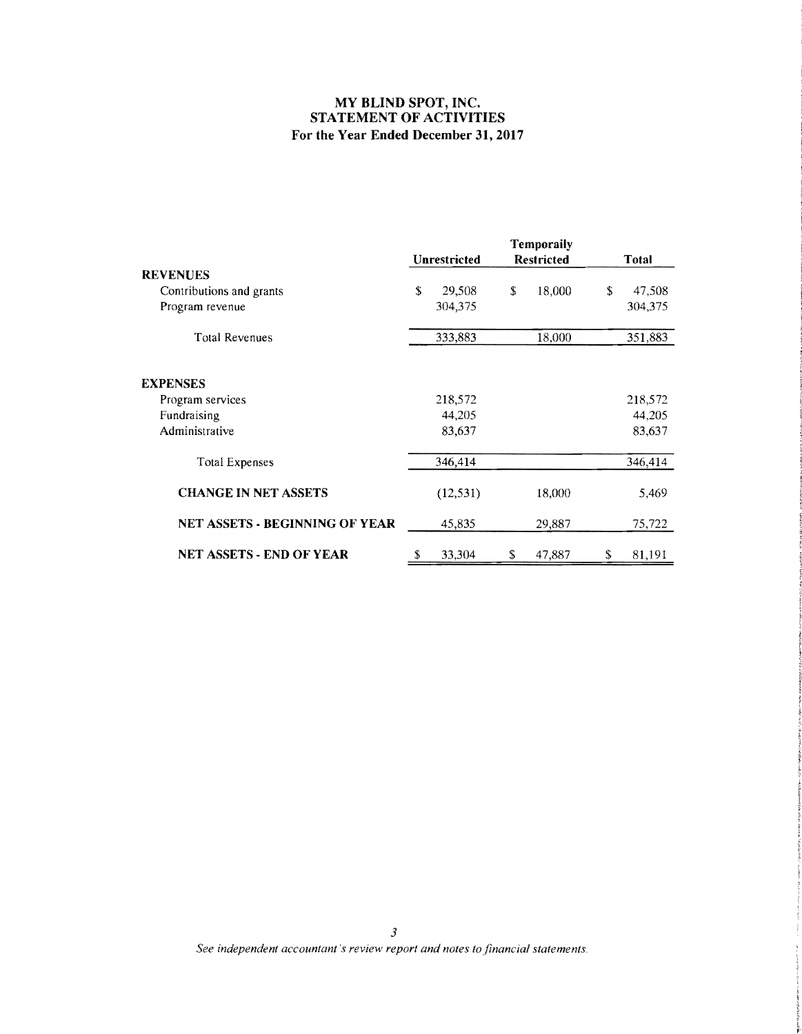# MY BLIND SPOT, INC.
## STATEMENT OF ACTIVITIES
### For the Year Ended December 31, 2017

| | Unrestricted | Temporarily Restricted | Total |
|---|---|---|---|
| **REVENUES** | | | |
| Contributions and grants | $ 29,508 | $ 18,000 | $ 47,508 |
| Program revenue | 304,375 | | 304,375 |
| Total Revenues | 333,883 | 18,000 | 351,883 |
| **EXPENSES** | | | |
| Program services | 218,572 | | 218,572 |
| Fundraising | 44,205 | | 44,205 |
| Administrative | 83,637 | | 83,637 |
| Total Expenses | 346,414 | | 346,414 |
| **CHANGE IN NET ASSETS** | (12,531) | 18,000 | 5,469 |
| **NET ASSETS - BEGINNING OF YEAR** | 45,835 | 29,887 | 75,722 |
| **NET ASSETS - END OF YEAR** | $ 33,304 | $ 47,887 | $ 81,191 |

*See independent accountant's review report and notes to financial statements.*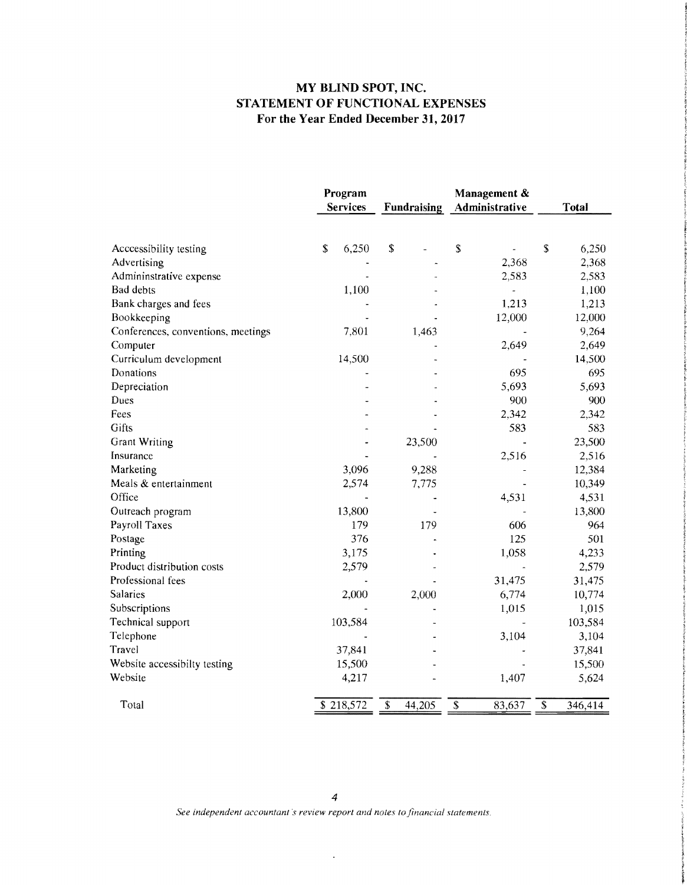# MY BLIND SPOT, INC.
## STATEMENT OF FUNCTIONAL EXPENSES
### For the Year Ended December 31, 2017

| | Program Services | Fundraising | Management & Administrative | Total |
|---|---|---|---|---|
| Acccessibility testing | $ 6,250 | $ - | $ - | $ 6,250 |
| Advertising | - | - | 2,368 | 2,368 |
| Admininstrative expense | - | - | 2,583 | 2,583 |
| Bad debts | 1,100 | - | - | 1,100 |
| Bank charges and fees | - | - | 1,213 | 1,213 |
| Bookkeeping | - | - | 12,000 | 12,000 |
| Conferences, conventions, meetings | 7,801 | 1,463 | - | 9,264 |
| Computer | - | - | 2,649 | 2,649 |
| Curriculum development | 14,500 | - | - | 14,500 |
| Donations | - | - | 695 | 695 |
| Depreciation | - | - | 5,693 | 5,693 |
| Dues | - | - | 900 | 900 |
| Fees | - | - | 2,342 | 2,342 |
| Gifts | - | - | 583 | 583 |
| Grant Writing | - | 23,500 | - | 23,500 |
| Insurance | - | - | 2,516 | 2,516 |
| Marketing | 3,096 | 9,288 | - | 12,384 |
| Meals & entertainment | 2,574 | 7,775 | - | 10,349 |
| Office | - | - | 4,531 | 4,531 |
| Outreach program | 13,800 | - | - | 13,800 |
| Payroll Taxes | 179 | 179 | 606 | 964 |
| Postage | 376 | - | 125 | 501 |
| Printing | 3,175 | - | 1,058 | 4,233 |
| Product distribution costs | 2,579 | - | - | 2,579 |
| Professional fees | - | - | 31,475 | 31,475 |
| Salaries | 2,000 | 2,000 | 6,774 | 10,774 |
| Subscriptions | - | - | 1,015 | 1,015 |
| Technical support | 103,584 | - | - | 103,584 |
| Telephone | - | - | 3,104 | 3,104 |
| Travel | 37,841 | - | - | 37,841 |
| Website accessibilty testing | 15,500 | - | - | 15,500 |
| Website | 4,217 | - | 1,407 | 5,624 |
| Total | $ 218,572 | $ 44,205 | $ 83,637 | $ 346,414 |

*See independent accountant's review report and notes to financial statements.*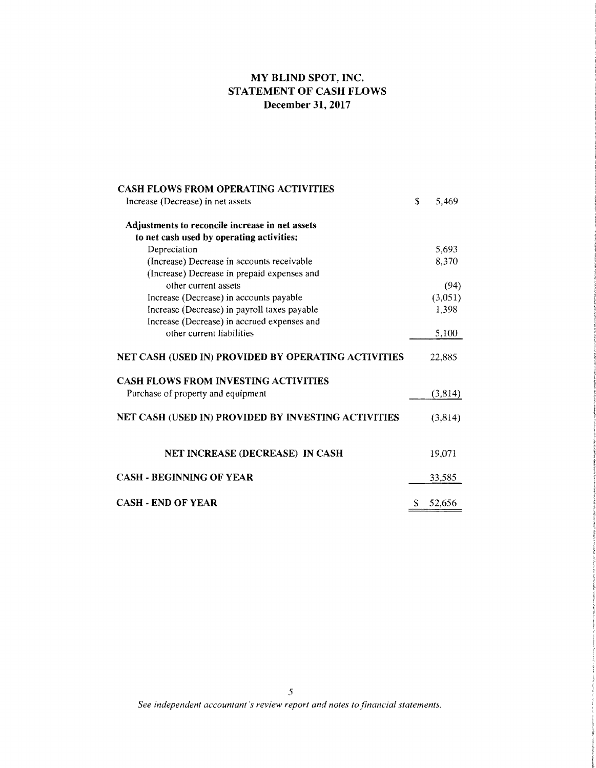# MY BLIND SPOT, INC.
## STATEMENT OF CASH FLOWS
### December 31, 2017

| | |
|---|---|
| **CASH FLOWS FROM OPERATING ACTIVITIES** | |
| Increase (Decrease) in net assets | $ 5,469 |
| **Adjustments to reconcile increase in net assets to net cash used by operating activities:** | |
| Depreciation | 5,693 |
| (Increase) Decrease in accounts receivable | 8,370 |
| (Increase) Decrease in prepaid expenses and other current assets | (94) |
| Increase (Decrease) in accounts payable | (3,051) |
| Increase (Decrease) in payroll taxes payable | 1,398 |
| Increase (Decrease) in accrued expenses and other current liabilities | 5,100 |
| **NET CASH (USED IN) PROVIDED BY OPERATING ACTIVITIES** | 22,885 |
| **CASH FLOWS FROM INVESTING ACTIVITIES** | |
| Purchase of property and equipment | (3,814) |
| **NET CASH (USED IN) PROVIDED BY INVESTING ACTIVITIES** | (3,814) |
| **NET INCREASE (DECREASE) IN CASH** | 19,071 |
| **CASH - BEGINNING OF YEAR** | 33,585 |
| **CASH - END OF YEAR** | $ 52,656 |

*See independent accountant's review report and notes to financial statements.*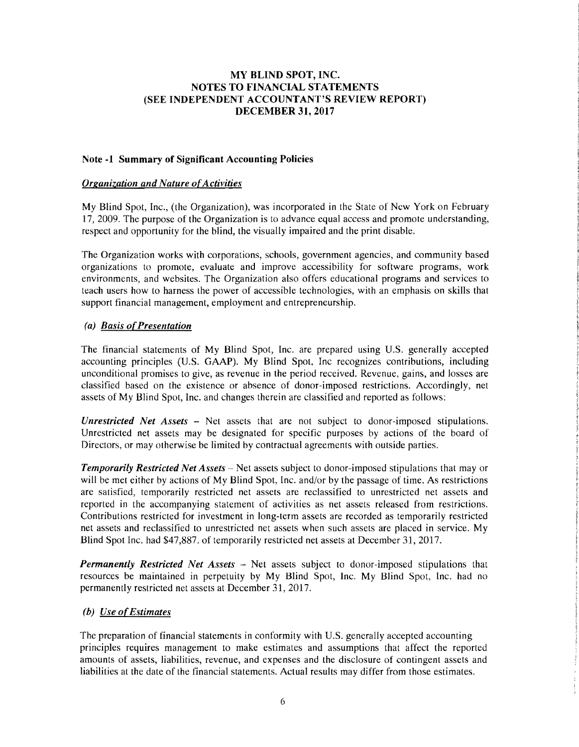# MY BLIND SPOT, INC.
# NOTES TO FINANCIAL STATEMENTS
# (SEE INDEPENDENT ACCOUNTANT'S REVIEW REPORT)
# DECEMBER 31, 2017

## Note -1 Summary of Significant Accounting Policies

### *Organization and Nature of Activities*

My Blind Spot, Inc., (the Organization), was incorporated in the State of New York on February 17, 2009. The purpose of the Organization is to advance equal access and promote understanding, respect and opportunity for the blind, the visually impaired and the print disable.

The Organization works with corporations, schools, government agencies, and community based organizations to promote, evaluate and improve accessibility for software programs, work environments, and websites. The Organization also offers educational programs and services to teach users how to harness the power of accessible technologies, with an emphasis on skills that support financial management, employment and entrepreneurship.

### *(a) Basis of Presentation*

The financial statements of My Blind Spot, Inc. are prepared using U.S. generally accepted accounting principles (U.S. GAAP). My Blind Spot, Inc recognizes contributions, including unconditional promises to give, as revenue in the period received. Revenue, gains, and losses are classified based on the existence or absence of donor-imposed restrictions. Accordingly, net assets of My Blind Spot, Inc. and changes therein are classified and reported as follows:

***Unrestricted Net Assets*** – Net assets that are not subject to donor-imposed stipulations. Unrestricted net assets may be designated for specific purposes by actions of the board of Directors, or may otherwise be limited by contractual agreements with outside parties.

***Temporarily Restricted Net Assets*** – Net assets subject to donor-imposed stipulations that may or will be met either by actions of My Blind Spot, Inc. and/or by the passage of time. As restrictions are satisfied, temporarily restricted net assets are reclassified to unrestricted net assets and reported in the accompanying statement of activities as net assets released from restrictions. Contributions restricted for investment in long-term assets are recorded as temporarily restricted net assets and reclassified to unrestricted net assets when such assets are placed in service. My Blind Spot Inc. had $47,887. of temporarily restricted net assets at December 31, 2017.

***Permanently Restricted Net Assets*** – Net assets subject to donor-imposed stipulations that resources be maintained in perpetuity by My Blind Spot, Inc. My Blind Spot, Inc. had no permanently restricted net assets at December 31, 2017.

### *(b) Use of Estimates*

The preparation of financial statements in conformity with U.S. generally accepted accounting principles requires management to make estimates and assumptions that affect the reported amounts of assets, liabilities, revenue, and expenses and the disclosure of contingent assets and liabilities at the date of the financial statements. Actual results may differ from those estimates.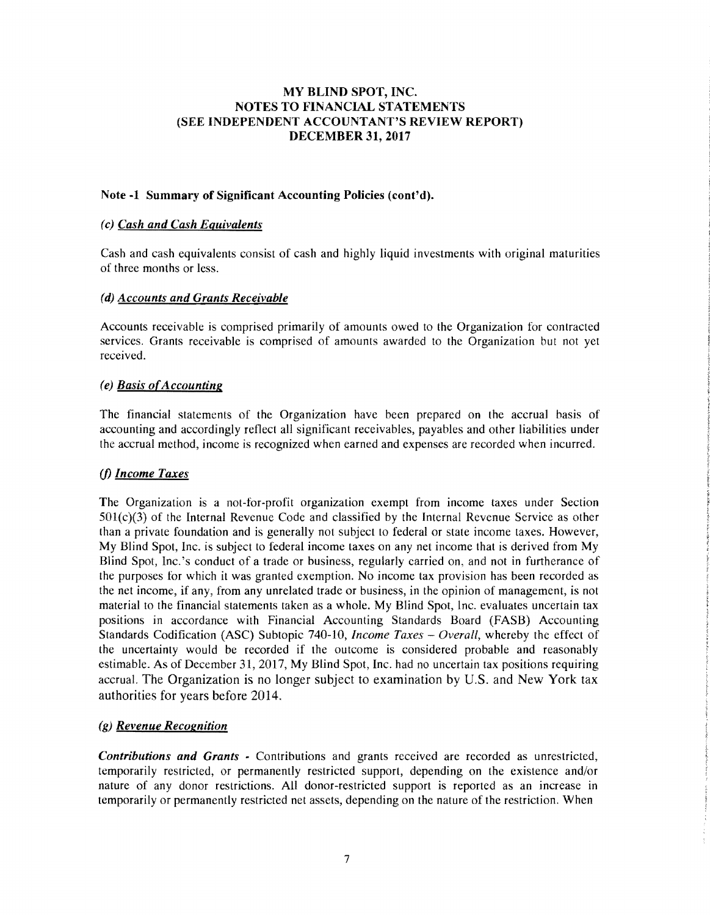# MY BLIND SPOT, INC.
# NOTES TO FINANCIAL STATEMENTS
# (SEE INDEPENDENT ACCOUNTANT'S REVIEW REPORT)
# DECEMBER 31, 2017

## Note -1 Summary of Significant Accounting Policies (cont'd).

### *(c) Cash and Cash Equivalents*

Cash and cash equivalents consist of cash and highly liquid investments with original maturities of three months or less.

### *(d) Accounts and Grants Receivable*

Accounts receivable is comprised primarily of amounts owed to the Organization for contracted services. Grants receivable is comprised of amounts awarded to the Organization but not yet received.

### *(e) Basis of Accounting*

The financial statements of the Organization have been prepared on the accrual basis of accounting and accordingly reflect all significant receivables, payables and other liabilities under the accrual method, income is recognized when earned and expenses are recorded when incurred.

### *(f) Income Taxes*

The Organization is a not-for-profit organization exempt from income taxes under Section 501(c)(3) of the Internal Revenue Code and classified by the Internal Revenue Service as other than a private foundation and is generally not subject to federal or state income taxes. However, My Blind Spot, Inc. is subject to federal income taxes on any net income that is derived from My Blind Spot, Inc.'s conduct of a trade or business, regularly carried on, and not in furtherance of the purposes for which it was granted exemption. No income tax provision has been recorded as the net income, if any, from any unrelated trade or business, in the opinion of management, is not material to the financial statements taken as a whole. My Blind Spot, Inc. evaluates uncertain tax positions in accordance with Financial Accounting Standards Board (FASB) Accounting Standards Codification (ASC) Subtopic 740-10, *Income Taxes – Overall,* whereby the effect of the uncertainty would be recorded if the outcome is considered probable and reasonably estimable. As of December 31, 2017, My Blind Spot, Inc. had no uncertain tax positions requiring accrual. The Organization is no longer subject to examination by U.S. and New York tax authorities for years before 2014.

### *(g) Revenue Recognition*

***Contributions and Grants -*** Contributions and grants received are recorded as unrestricted, temporarily restricted, or permanently restricted support, depending on the existence and/or nature of any donor restrictions. All donor-restricted support is reported as an increase in temporarily or permanently restricted net assets, depending on the nature of the restriction. When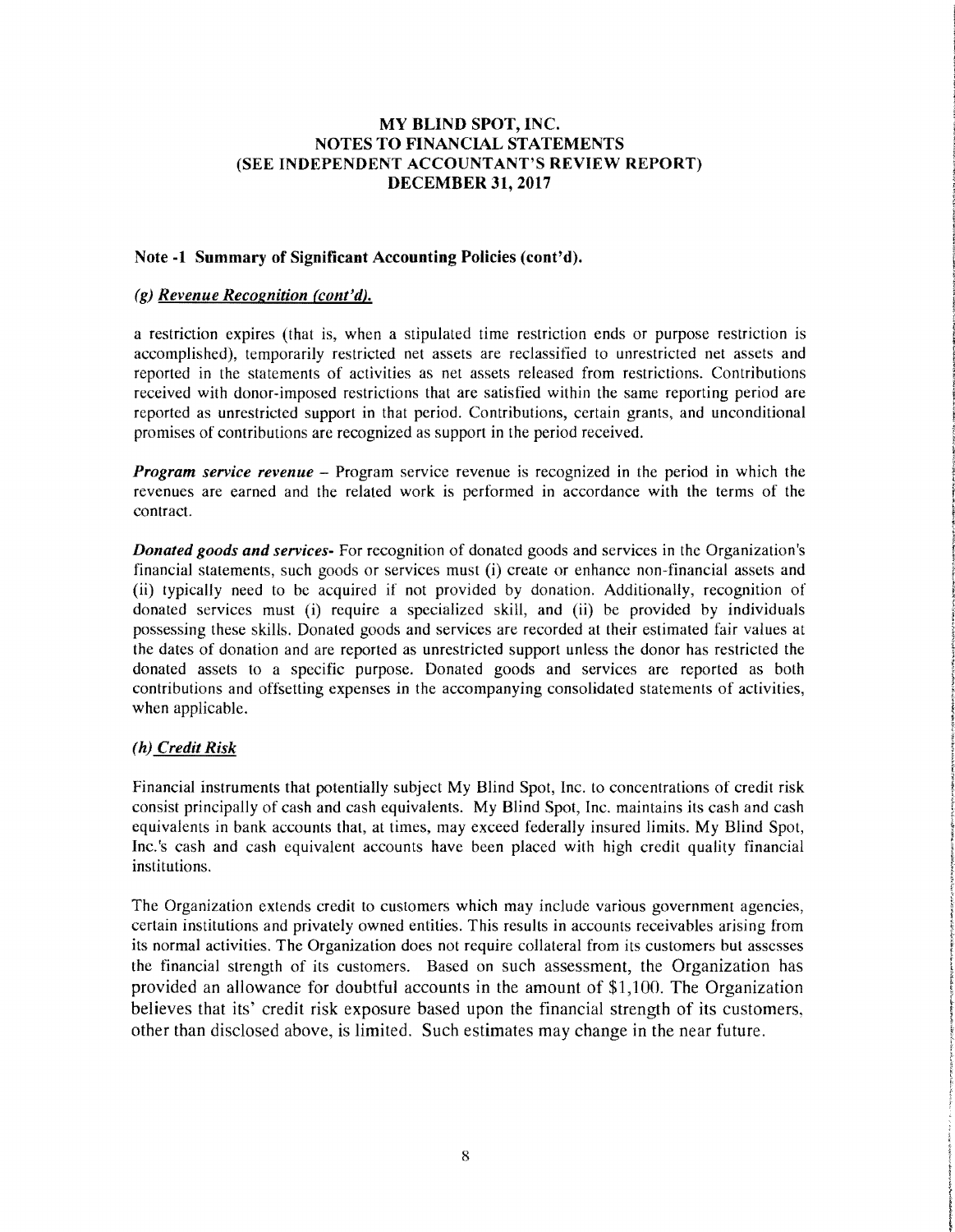**MY BLIND SPOT, INC.**
**NOTES TO FINANCIAL STATEMENTS**
**(SEE INDEPENDENT ACCOUNTANT'S REVIEW REPORT)**
**DECEMBER 31, 2017**

**Note -1 Summary of Significant Accounting Policies (cont'd).**

***(g) Revenue Recognition (cont'd).***

a restriction expires (that is, when a stipulated time restriction ends or purpose restriction is accomplished), temporarily restricted net assets are reclassified to unrestricted net assets and reported in the statements of activities as net assets released from restrictions. Contributions received with donor-imposed restrictions that are satisfied within the same reporting period are reported as unrestricted support in that period. Contributions, certain grants, and unconditional promises of contributions are recognized as support in the period received.

***Program service revenue*** – Program service revenue is recognized in the period in which the revenues are earned and the related work is performed in accordance with the terms of the contract.

***Donated goods and services***- For recognition of donated goods and services in the Organization's financial statements, such goods or services must (i) create or enhance non-financial assets and (ii) typically need to be acquired if not provided by donation. Additionally, recognition of donated services must (i) require a specialized skill, and (ii) be provided by individuals possessing these skills. Donated goods and services are recorded at their estimated fair values at the dates of donation and are reported as unrestricted support unless the donor has restricted the donated assets to a specific purpose. Donated goods and services are reported as both contributions and offsetting expenses in the accompanying consolidated statements of activities, when applicable.

***(h) Credit Risk***

Financial instruments that potentially subject My Blind Spot, Inc. to concentrations of credit risk consist principally of cash and cash equivalents. My Blind Spot, Inc. maintains its cash and cash equivalents in bank accounts that, at times, may exceed federally insured limits. My Blind Spot, Inc.'s cash and cash equivalent accounts have been placed with high credit quality financial institutions.

The Organization extends credit to customers which may include various government agencies, certain institutions and privately owned entities. This results in accounts receivables arising from its normal activities. The Organization does not require collateral from its customers but assesses the financial strength of its customers. Based on such assessment, the Organization has provided an allowance for doubtful accounts in the amount of $1,100. The Organization believes that its' credit risk exposure based upon the financial strength of its customers, other than disclosed above, is limited. Such estimates may change in the near future.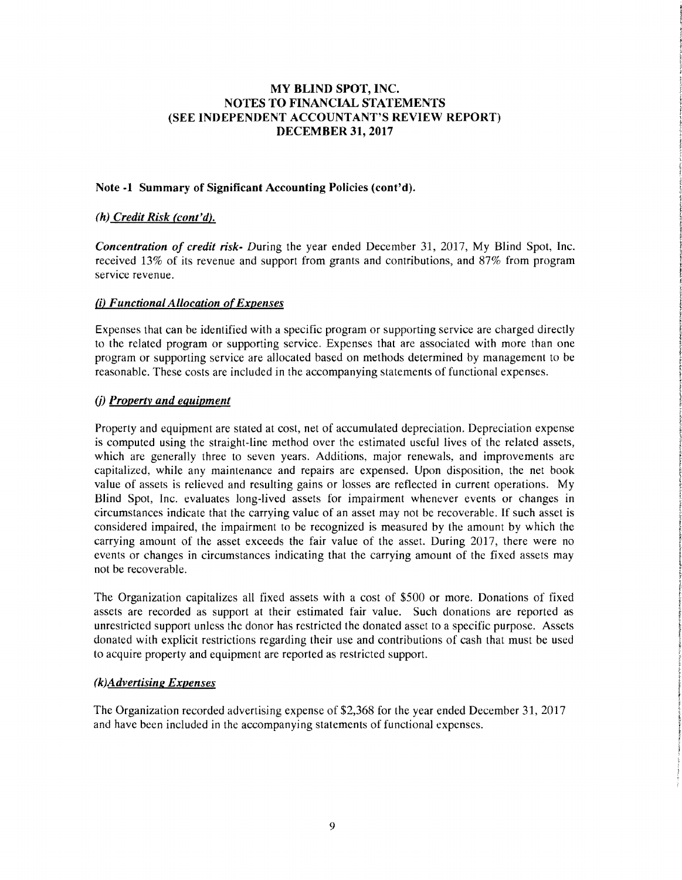# MY BLIND SPOT, INC.
# NOTES TO FINANCIAL STATEMENTS
# (SEE INDEPENDENT ACCOUNTANT'S REVIEW REPORT)
# DECEMBER 31, 2017

## Note -1 Summary of Significant Accounting Policies (cont'd).

### *(h) Credit Risk (cont'd).*

***Concentration of credit risk-*** During the year ended December 31, 2017, My Blind Spot, Inc. received 13% of its revenue and support from grants and contributions, and 87% from program service revenue.

### *(i) Functional Allocation of Expenses*

Expenses that can be identified with a specific program or supporting service are charged directly to the related program or supporting service. Expenses that are associated with more than one program or supporting service are allocated based on methods determined by management to be reasonable. These costs are included in the accompanying statements of functional expenses.

### *(j) Property and equipment*

Property and equipment are stated at cost, net of accumulated depreciation. Depreciation expense is computed using the straight-line method over the estimated useful lives of the related assets, which are generally three to seven years. Additions, major renewals, and improvements are capitalized, while any maintenance and repairs are expensed. Upon disposition, the net book value of assets is relieved and resulting gains or losses are reflected in current operations. My Blind Spot, Inc. evaluates long-lived assets for impairment whenever events or changes in circumstances indicate that the carrying value of an asset may not be recoverable. If such asset is considered impaired, the impairment to be recognized is measured by the amount by which the carrying amount of the asset exceeds the fair value of the asset. During 2017, there were no events or changes in circumstances indicating that the carrying amount of the fixed assets may not be recoverable.

The Organization capitalizes all fixed assets with a cost of $500 or more. Donations of fixed assets are recorded as support at their estimated fair value. Such donations are reported as unrestricted support unless the donor has restricted the donated asset to a specific purpose. Assets donated with explicit restrictions regarding their use and contributions of cash that must be used to acquire property and equipment are reported as restricted support.

### *(k)Advertising Expenses*

The Organization recorded advertising expense of $2,368 for the year ended December 31, 2017 and have been included in the accompanying statements of functional expenses.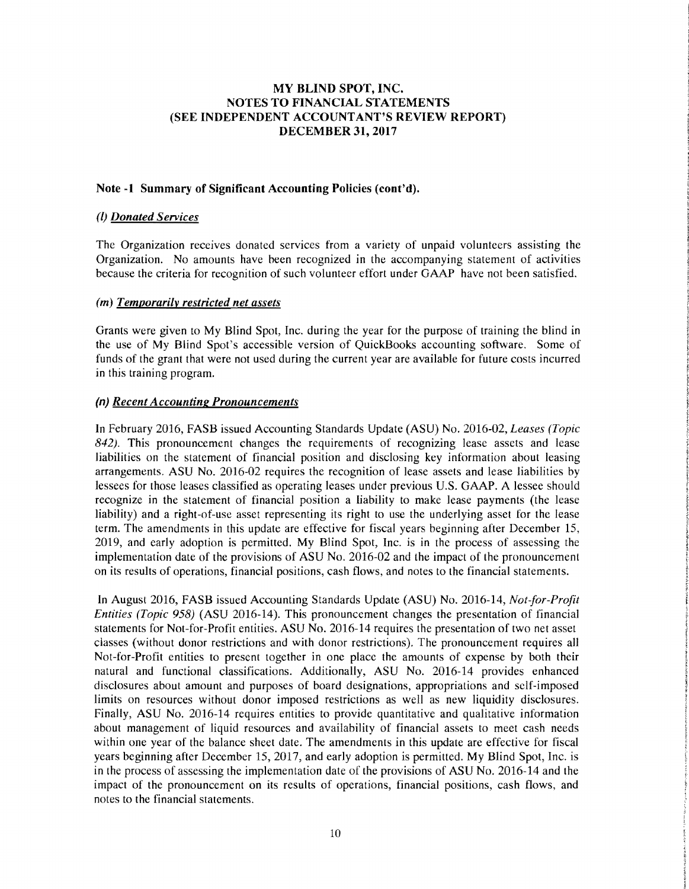**MY BLIND SPOT, INC.**
**NOTES TO FINANCIAL STATEMENTS**
**(SEE INDEPENDENT ACCOUNTANT'S REVIEW REPORT)**
**DECEMBER 31, 2017**

**Note -1 Summary of Significant Accounting Policies (cont'd).**

***(l) Donated Services***

The Organization receives donated services from a variety of unpaid volunteers assisting the Organization. No amounts have been recognized in the accompanying statement of activities because the criteria for recognition of such volunteer effort under GAAP have not been satisfied.

***(m) Temporarily restricted net assets***

Grants were given to My Blind Spot, Inc. during the year for the purpose of training the blind in the use of My Blind Spot's accessible version of QuickBooks accounting software. Some of funds of the grant that were not used during the current year are available for future costs incurred in this training program.

***(n) Recent Accounting Pronouncements***

In February 2016, FASB issued Accounting Standards Update (ASU) No. 2016-02, *Leases (Topic 842)*. This pronouncement changes the requirements of recognizing lease assets and lease liabilities on the statement of financial position and disclosing key information about leasing arrangements. ASU No. 2016-02 requires the recognition of lease assets and lease liabilities by lessees for those leases classified as operating leases under previous U.S. GAAP. A lessee should recognize in the statement of financial position a liability to make lease payments (the lease liability) and a right-of-use asset representing its right to use the underlying asset for the lease term. The amendments in this update are effective for fiscal years beginning after December 15, 2019, and early adoption is permitted. My Blind Spot, Inc. is in the process of assessing the implementation date of the provisions of ASU No. 2016-02 and the impact of the pronouncement on its results of operations, financial positions, cash flows, and notes to the financial statements.

In August 2016, FASB issued Accounting Standards Update (ASU) No. 2016-14, *Not-for-Profit Entities (Topic 958)* (ASU 2016-14). This pronouncement changes the presentation of financial statements for Not-for-Profit entities. ASU No. 2016-14 requires the presentation of two net asset classes (without donor restrictions and with donor restrictions). The pronouncement requires all Not-for-Profit entities to present together in one place the amounts of expense by both their natural and functional classifications. Additionally, ASU No. 2016-14 provides enhanced disclosures about amount and purposes of board designations, appropriations and self-imposed limits on resources without donor imposed restrictions as well as new liquidity disclosures. Finally, ASU No. 2016-14 requires entities to provide quantitative and qualitative information about management of liquid resources and availability of financial assets to meet cash needs within one year of the balance sheet date. The amendments in this update are effective for fiscal years beginning after December 15, 2017, and early adoption is permitted. My Blind Spot, Inc. is in the process of assessing the implementation date of the provisions of ASU No. 2016-14 and the impact of the pronouncement on its results of operations, financial positions, cash flows, and notes to the financial statements.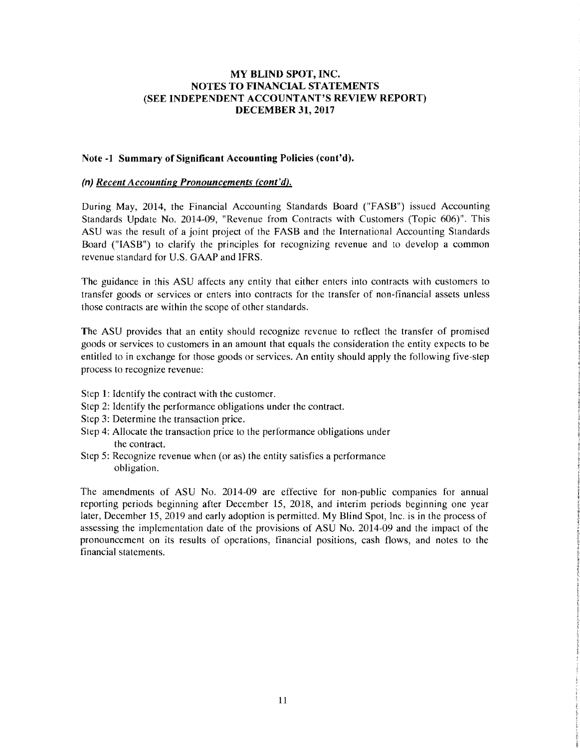# MY BLIND SPOT, INC.
## NOTES TO FINANCIAL STATEMENTS
## (SEE INDEPENDENT ACCOUNTANT'S REVIEW REPORT)
## DECEMBER 31, 2017

### Note -1 Summary of Significant Accounting Policies (cont'd).

***(n) Recent Accounting Pronouncements (cont'd).***

During May, 2014, the Financial Accounting Standards Board ("FASB") issued Accounting Standards Update No. 2014-09, "Revenue from Contracts with Customers (Topic 606)". This ASU was the result of a joint project of the FASB and the International Accounting Standards Board ("IASB") to clarify the principles for recognizing revenue and to develop a common revenue standard for U.S. GAAP and IFRS.

The guidance in this ASU affects any entity that either enters into contracts with customers to transfer goods or services or enters into contracts for the transfer of non-financial assets unless those contracts are within the scope of other standards.

The ASU provides that an entity should recognize revenue to reflect the transfer of promised goods or services to customers in an amount that equals the consideration the entity expects to be entitled to in exchange for those goods or services. An entity should apply the following five-step process to recognize revenue:

Step 1: Identify the contract with the customer.
Step 2: Identify the performance obligations under the contract.
Step 3: Determine the transaction price.
Step 4: Allocate the transaction price to the performance obligations under the contract.
Step 5: Recognize revenue when (or as) the entity satisfies a performance obligation.

The amendments of ASU No. 2014-09 are effective for non-public companies for annual reporting periods beginning after December 15, 2018, and interim periods beginning one year later, December 15, 2019 and early adoption is permitted. My Blind Spot, Inc. is in the process of assessing the implementation date of the provisions of ASU No. 2014-09 and the impact of the pronouncement on its results of operations, financial positions, cash flows, and notes to the financial statements.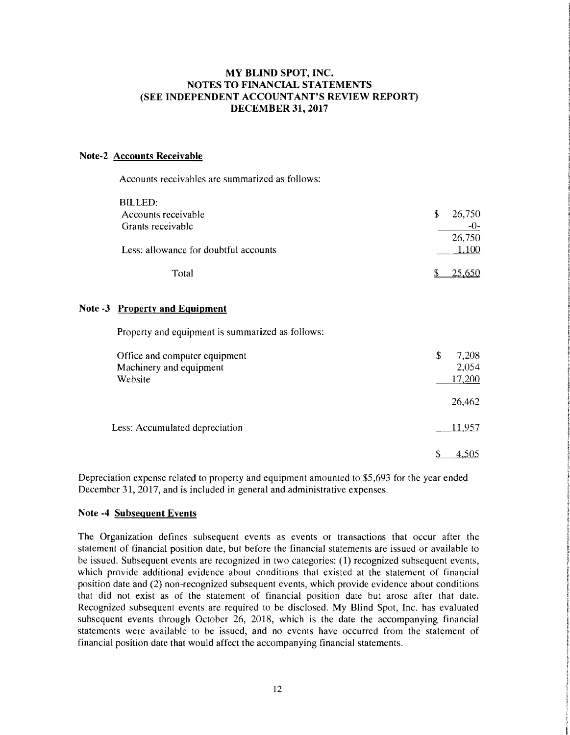# MY BLIND SPOT, INC.
# NOTES TO FINANCIAL STATEMENTS
# (SEE INDEPENDENT ACCOUNTANT'S REVIEW REPORT)
# DECEMBER 31, 2017

**Note-2 Accounts Receivable**

Accounts receivables are summarized as follows:

| | |
|---|---|
| BILLED: | |
| Accounts receivable | $ 26,750 |
| Grants receivable | -0- |
| | 26,750 |
| Less: allowance for doubtful accounts | 1,100 |
| Total | $ 25,650 |

**Note -3 Property and Equipment**

Property and equipment is summarized as follows:

| | |
|---|---|
| Office and computer equipment | $ 7,208 |
| Machinery and equipment | 2,054 |
| Website | 17,200 |
| | 26,462 |
| Less: Accumulated depreciation | 11,957 |
| | $ 4,505 |

Depreciation expense related to property and equipment amounted to $5,693 for the year ended December 31, 2017, and is included in general and administrative expenses.

**Note -4 Subsequent Events**

The Organization defines subsequent events as events or transactions that occur after the statement of financial position date, but before the financial statements are issued or available to be issued. Subsequent events are recognized in two categories: (1) recognized subsequent events, which provide additional evidence about conditions that existed at the statement of financial position date and (2) non-recognized subsequent events, which provide evidence about conditions that did not exist as of the statement of financial position date but arose after that date. Recognized subsequent events are required to be disclosed. My Blind Spot, Inc. has evaluated subsequent events through October 26, 2018, which is the date the accompanying financial statements were available to be issued, and no events have occurred from the statement of financial position date that would affect the accompanying financial statements.